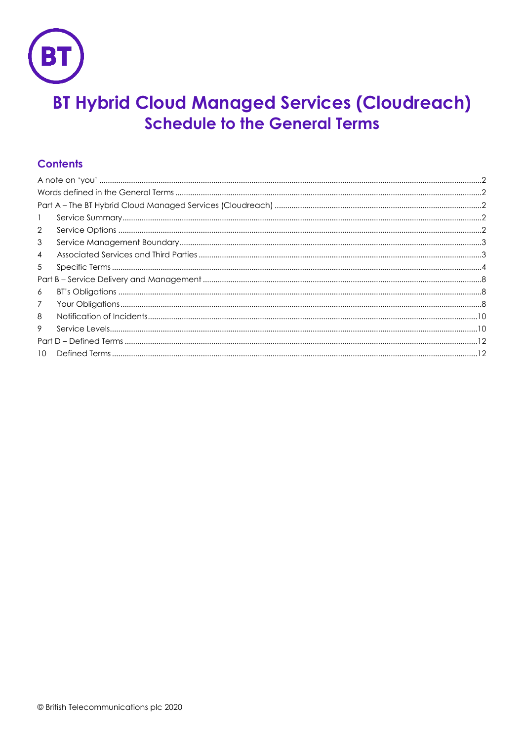# BT Hybrid Cloud Managed Services (Cloudreach)

## Schedule to the General Terms

### Contents

A note on 'you' ....2
Words defined in the General Terms ....2
Part A – The BT Hybrid Cloud Managed Services (Cloudreach) ....2
1 Service Summary ....2
2 Service Options ....2
3 Service Management Boundary ....3
4 Associated Services and Third Parties ....3
5 Specific Terms ....4
Part B – Service Delivery and Management ....8
6 BT's Obligations ....8
7 Your Obligations ....8
8 Notification of Incidents ....10
9 Service Levels ....10
Part D – Defined Terms ....12
10 Defined Terms ....12

© British Telecommunications plc 2020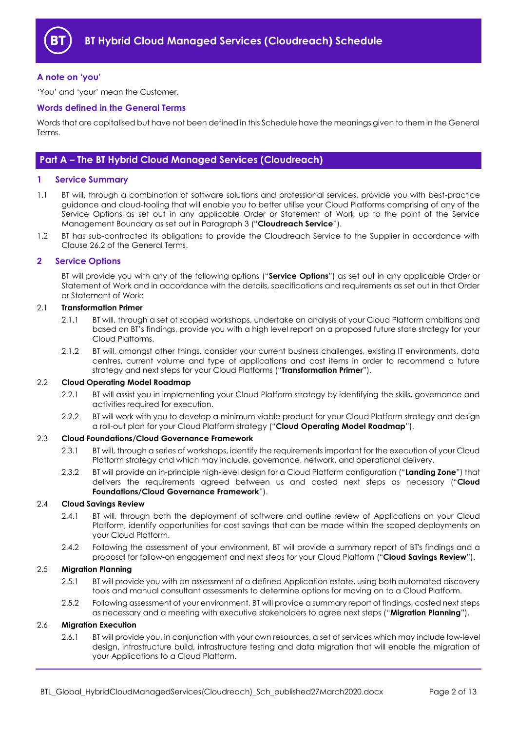# BT Hybrid Cloud Managed Services (Cloudreach) Schedule

### A note on 'you'

'You' and 'your' mean the Customer.

### Words defined in the General Terms

Words that are capitalised but have not been defined in this Schedule have the meanings given to them in the General Terms.

## Part A – The BT Hybrid Cloud Managed Services (Cloudreach)

### 1 Service Summary

1.1 BT will, through a combination of software solutions and professional services, provide you with best-practice guidance and cloud-tooling that will enable you to better utilise your Cloud Platforms comprising of any of the Service Options as set out in any applicable Order or Statement of Work up to the point of the Service Management Boundary as set out in Paragraph 3 ("**Cloudreach Service**").

1.2 BT has sub-contracted its obligations to provide the Cloudreach Service to the Supplier in accordance with Clause 26.2 of the General Terms.

### 2 Service Options

BT will provide you with any of the following options ("**Service Options**") as set out in any applicable Order or Statement of Work and in accordance with the details, specifications and requirements as set out in that Order or Statement of Work:

2.1 **Transformation Primer**

2.1.1 BT will, through a set of scoped workshops, undertake an analysis of your Cloud Platform ambitions and based on BT's findings, provide you with a high level report on a proposed future state strategy for your Cloud Platforms.

2.1.2 BT will, amongst other things, consider your current business challenges, existing IT environments, data centres, current volume and type of applications and cost items in order to recommend a future strategy and next steps for your Cloud Platforms ("**Transformation Primer**").

2.2 **Cloud Operating Model Roadmap**

2.2.1 BT will assist you in implementing your Cloud Platform strategy by identifying the skills, governance and activities required for execution.

2.2.2 BT will work with you to develop a minimum viable product for your Cloud Platform strategy and design a roll-out plan for your Cloud Platform strategy ("**Cloud Operating Model Roadmap**").

2.3 **Cloud Foundations/Cloud Governance Framework**

2.3.1 BT will, through a series of workshops, identify the requirements important for the execution of your Cloud Platform strategy and which may include, governance, network, and operational delivery.

2.3.2 BT will provide an in-principle high-level design for a Cloud Platform configuration ("**Landing Zone**") that delivers the requirements agreed between us and costed next steps as necessary ("**Cloud Foundations/Cloud Governance Framework**").

2.4 **Cloud Savings Review**

2.4.1 BT will, through both the deployment of software and outline review of Applications on your Cloud Platform, identify opportunities for cost savings that can be made within the scoped deployments on your Cloud Platform.

2.4.2 Following the assessment of your environment, BT will provide a summary report of BT's findings and a proposal for follow-on engagement and next steps for your Cloud Platform ("**Cloud Savings Review**").

2.5 **Migration Planning**

2.5.1 BT will provide you with an assessment of a defined Application estate, using both automated discovery tools and manual consultant assessments to determine options for moving on to a Cloud Platform.

2.5.2 Following assessment of your environment, BT will provide a summary report of findings, costed next steps as necessary and a meeting with executive stakeholders to agree next steps ("**Migration Planning**").

2.6 **Migration Execution**

2.6.1 BT will provide you, in conjunction with your own resources, a set of services which may include low-level design, infrastructure build, infrastructure testing and data migration that will enable the migration of your Applications to a Cloud Platform.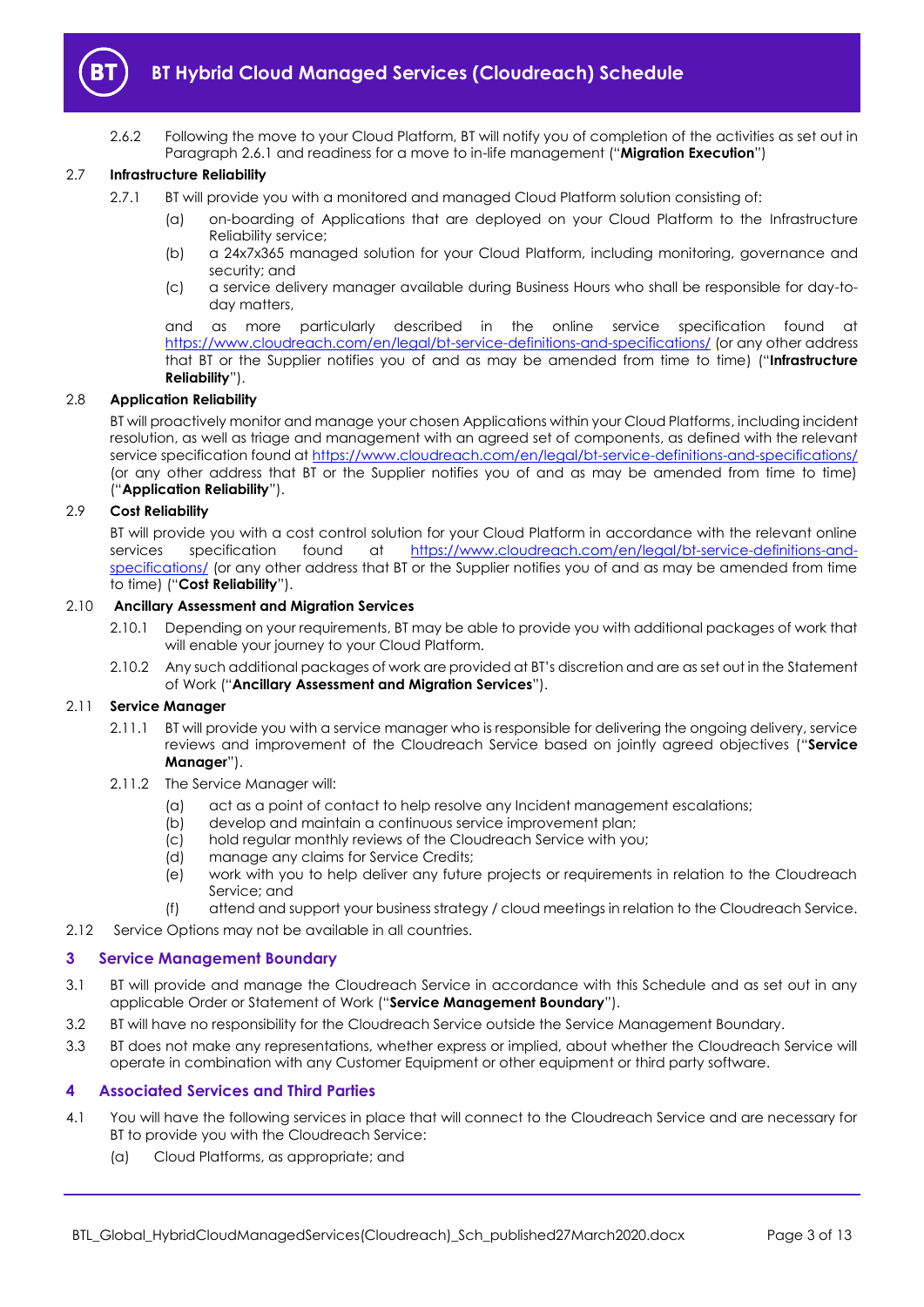2.6.2 Following the move to your Cloud Platform, BT will notify you of completion of the activities as set out in Paragraph 2.6.1 and readiness for a move to in-life management ("**Migration Execution**")

### 2.7 Infrastructure Reliability

2.7.1 BT will provide you with a monitored and managed Cloud Platform solution consisting of:

(a) on-boarding of Applications that are deployed on your Cloud Platform to the Infrastructure Reliability service;

(b) a 24x7x365 managed solution for your Cloud Platform, including monitoring, governance and security; and

(c) a service delivery manager available during Business Hours who shall be responsible for day-to-day matters,

and as more particularly described in the online service specification found at https://www.cloudreach.com/en/legal/bt-service-definitions-and-specifications/ (or any other address that BT or the Supplier notifies you of and as may be amended from time to time) ("**Infrastructure Reliability**").

### 2.8 Application Reliability

BT will proactively monitor and manage your chosen Applications within your Cloud Platforms, including incident resolution, as well as triage and management with an agreed set of components, as defined with the relevant service specification found at https://www.cloudreach.com/en/legal/bt-service-definitions-and-specifications/ (or any other address that BT or the Supplier notifies you of and as may be amended from time to time) ("**Application Reliability**").

### 2.9 Cost Reliability

BT will provide you with a cost control solution for your Cloud Platform in accordance with the relevant online services specification found at https://www.cloudreach.com/en/legal/bt-service-definitions-and-specifications/ (or any other address that BT or the Supplier notifies you of and as may be amended from time to time) ("**Cost Reliability**").

### 2.10 Ancillary Assessment and Migration Services

2.10.1 Depending on your requirements, BT may be able to provide you with additional packages of work that will enable your journey to your Cloud Platform.

2.10.2 Any such additional packages of work are provided at BT's discretion and are as set out in the Statement of Work ("**Ancillary Assessment and Migration Services**").

### 2.11 Service Manager

2.11.1 BT will provide you with a service manager who is responsible for delivering the ongoing delivery, service reviews and improvement of the Cloudreach Service based on jointly agreed objectives ("**Service Manager**").

2.11.2 The Service Manager will:

(a) act as a point of contact to help resolve any Incident management escalations;

(b) develop and maintain a continuous service improvement plan;

(c) hold regular monthly reviews of the Cloudreach Service with you;

(d) manage any claims for Service Credits;

(e) work with you to help deliver any future projects or requirements in relation to the Cloudreach Service; and

(f) attend and support your business strategy / cloud meetings in relation to the Cloudreach Service.

2.12 Service Options may not be available in all countries.

## 3 Service Management Boundary

3.1 BT will provide and manage the Cloudreach Service in accordance with this Schedule and as set out in any applicable Order or Statement of Work ("**Service Management Boundary**").

3.2 BT will have no responsibility for the Cloudreach Service outside the Service Management Boundary.

3.3 BT does not make any representations, whether express or implied, about whether the Cloudreach Service will operate in combination with any Customer Equipment or other equipment or third party software.

## 4 Associated Services and Third Parties

4.1 You will have the following services in place that will connect to the Cloudreach Service and are necessary for BT to provide you with the Cloudreach Service:

(a) Cloud Platforms, as appropriate; and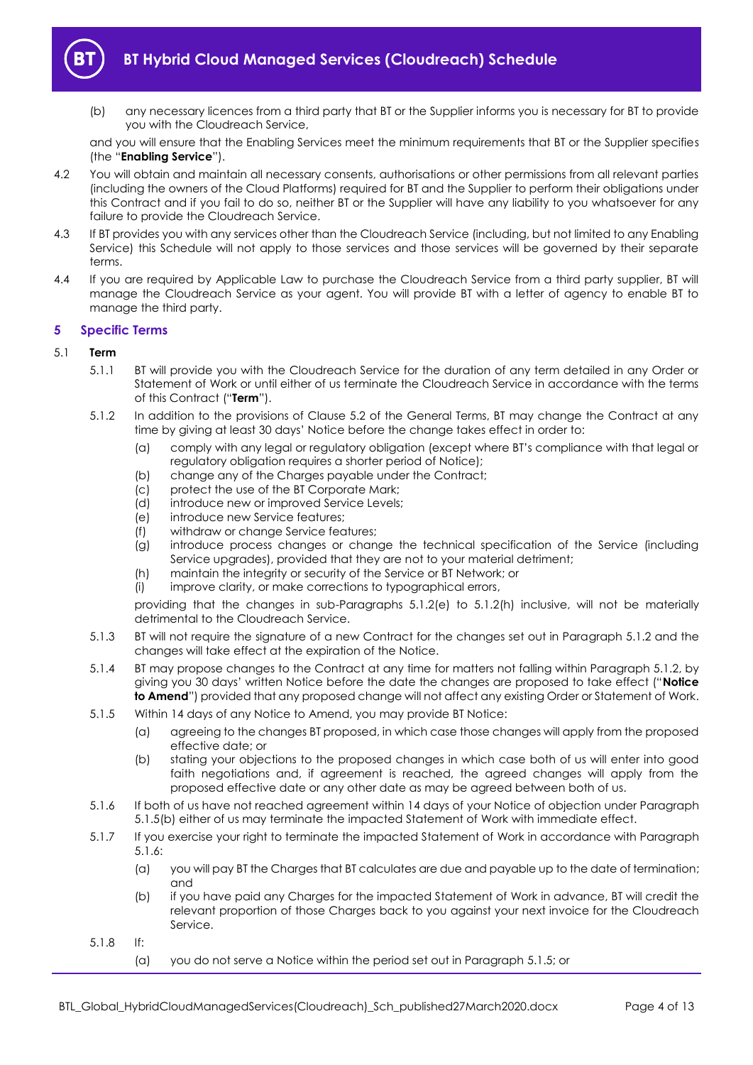(b) any necessary licences from a third party that BT or the Supplier informs you is necessary for BT to provide you with the Cloudreach Service,

and you will ensure that the Enabling Services meet the minimum requirements that BT or the Supplier specifies (the "**Enabling Service**").

4.2 You will obtain and maintain all necessary consents, authorisations or other permissions from all relevant parties (including the owners of the Cloud Platforms) required for BT and the Supplier to perform their obligations under this Contract and if you fail to do so, neither BT or the Supplier will have any liability to you whatsoever for any failure to provide the Cloudreach Service.

4.3 If BT provides you with any services other than the Cloudreach Service (including, but not limited to any Enabling Service) this Schedule will not apply to those services and those services will be governed by their separate terms.

4.4 If you are required by Applicable Law to purchase the Cloudreach Service from a third party supplier, BT will manage the Cloudreach Service as your agent. You will provide BT with a letter of agency to enable BT to manage the third party.

## 5 Specific Terms

5.1 **Term**

5.1.1 BT will provide you with the Cloudreach Service for the duration of any term detailed in any Order or Statement of Work or until either of us terminate the Cloudreach Service in accordance with the terms of this Contract ("**Term**").

5.1.2 In addition to the provisions of Clause 5.2 of the General Terms, BT may change the Contract at any time by giving at least 30 days' Notice before the change takes effect in order to:

(a) comply with any legal or regulatory obligation (except where BT's compliance with that legal or regulatory obligation requires a shorter period of Notice);
(b) change any of the Charges payable under the Contract;
(c) protect the use of the BT Corporate Mark;
(d) introduce new or improved Service Levels;
(e) introduce new Service features;
(f) withdraw or change Service features;
(g) introduce process changes or change the technical specification of the Service (including Service upgrades), provided that they are not to your material detriment;
(h) maintain the integrity or security of the Service or BT Network; or
(i) improve clarity, or make corrections to typographical errors,

providing that the changes in sub-Paragraphs 5.1.2(e) to 5.1.2(h) inclusive, will not be materially detrimental to the Cloudreach Service.

5.1.3 BT will not require the signature of a new Contract for the changes set out in Paragraph 5.1.2 and the changes will take effect at the expiration of the Notice.

5.1.4 BT may propose changes to the Contract at any time for matters not falling within Paragraph 5.1.2, by giving you 30 days' written Notice before the date the changes are proposed to take effect ("**Notice to Amend**") provided that any proposed change will not affect any existing Order or Statement of Work.

5.1.5 Within 14 days of any Notice to Amend, you may provide BT Notice:

(a) agreeing to the changes BT proposed, in which case those changes will apply from the proposed effective date; or
(b) stating your objections to the proposed changes in which case both of us will enter into good faith negotiations and, if agreement is reached, the agreed changes will apply from the proposed effective date or any other date as may be agreed between both of us.

5.1.6 If both of us have not reached agreement within 14 days of your Notice of objection under Paragraph 5.1.5(b) either of us may terminate the impacted Statement of Work with immediate effect.

5.1.7 If you exercise your right to terminate the impacted Statement of Work in accordance with Paragraph 5.1.6:

(a) you will pay BT the Charges that BT calculates are due and payable up to the date of termination; and
(b) if you have paid any Charges for the impacted Statement of Work in advance, BT will credit the relevant proportion of those Charges back to you against your next invoice for the Cloudreach Service.

5.1.8 If:

(a) you do not serve a Notice within the period set out in Paragraph 5.1.5; or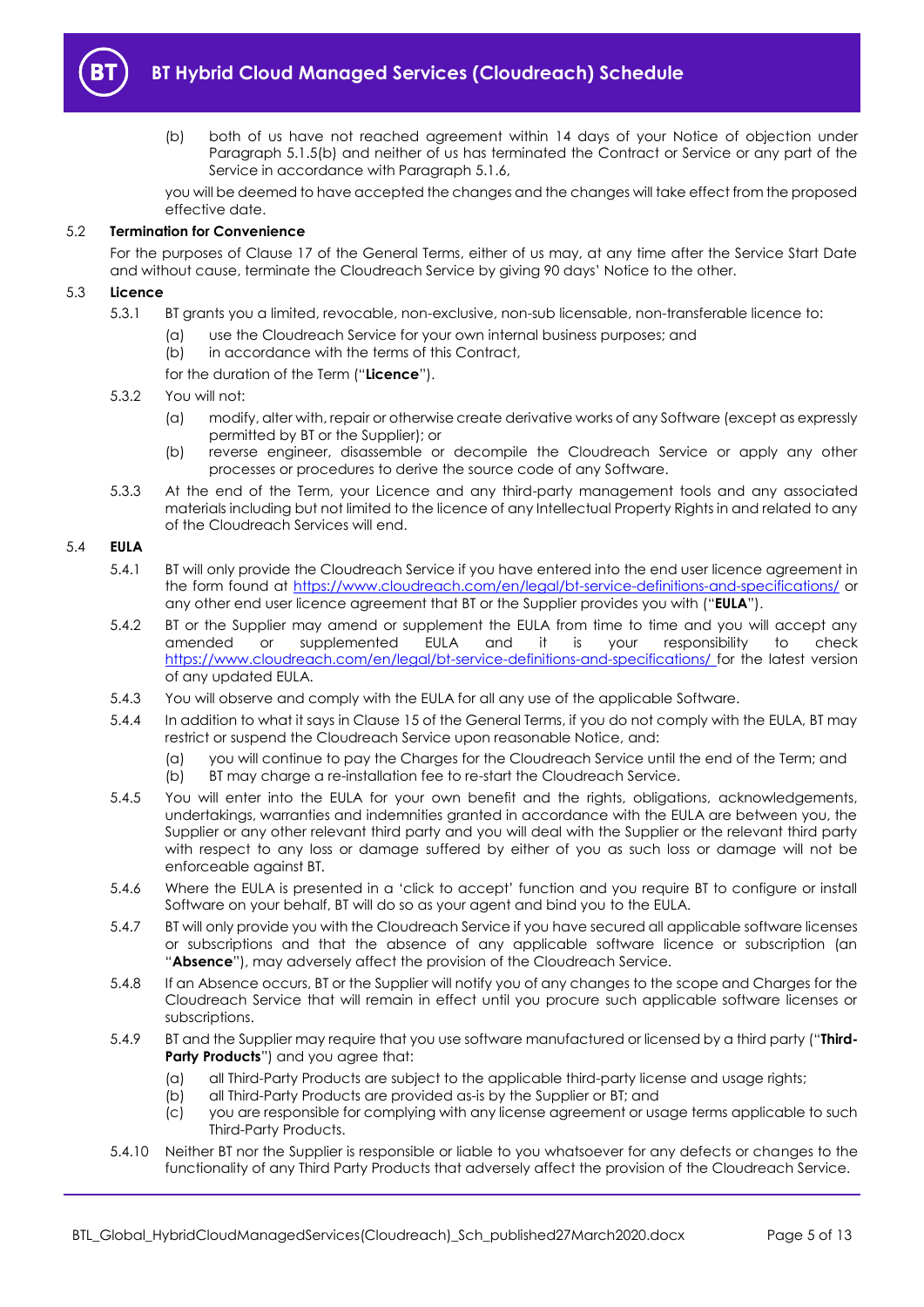(b) both of us have not reached agreement within 14 days of your Notice of objection under Paragraph 5.1.5(b) and neither of us has terminated the Contract or Service or any part of the Service in accordance with Paragraph 5.1.6,

you will be deemed to have accepted the changes and the changes will take effect from the proposed effective date.

5.2 **Termination for Convenience**

For the purposes of Clause 17 of the General Terms, either of us may, at any time after the Service Start Date and without cause, terminate the Cloudreach Service by giving 90 days' Notice to the other.

5.3 **Licence**

5.3.1 BT grants you a limited, revocable, non-exclusive, non-sub licensable, non-transferable licence to:

(a) use the Cloudreach Service for your own internal business purposes; and

(b) in accordance with the terms of this Contract,

for the duration of the Term ("**Licence**").

5.3.2 You will not:

(a) modify, alter with, repair or otherwise create derivative works of any Software (except as expressly permitted by BT or the Supplier); or

(b) reverse engineer, disassemble or decompile the Cloudreach Service or apply any other processes or procedures to derive the source code of any Software.

5.3.3 At the end of the Term, your Licence and any third-party management tools and any associated materials including but not limited to the licence of any Intellectual Property Rights in and related to any of the Cloudreach Services will end.

5.4 **EULA**

5.4.1 BT will only provide the Cloudreach Service if you have entered into the end user licence agreement in the form found at https://www.cloudreach.com/en/legal/bt-service-definitions-and-specifications/ or any other end user licence agreement that BT or the Supplier provides you with ("**EULA**").

5.4.2 BT or the Supplier may amend or supplement the EULA from time to time and you will accept any amended or supplemented EULA and it is your responsibility to check https://www.cloudreach.com/en/legal/bt-service-definitions-and-specifications/ for the latest version of any updated EULA.

5.4.3 You will observe and comply with the EULA for all any use of the applicable Software.

5.4.4 In addition to what it says in Clause 15 of the General Terms, if you do not comply with the EULA, BT may restrict or suspend the Cloudreach Service upon reasonable Notice, and:

(a) you will continue to pay the Charges for the Cloudreach Service until the end of the Term; and

(b) BT may charge a re-installation fee to re-start the Cloudreach Service.

5.4.5 You will enter into the EULA for your own benefit and the rights, obligations, acknowledgements, undertakings, warranties and indemnities granted in accordance with the EULA are between you, the Supplier or any other relevant third party and you will deal with the Supplier or the relevant third party with respect to any loss or damage suffered by either of you as such loss or damage will not be enforceable against BT.

5.4.6 Where the EULA is presented in a 'click to accept' function and you require BT to configure or install Software on your behalf, BT will do so as your agent and bind you to the EULA.

5.4.7 BT will only provide you with the Cloudreach Service if you have secured all applicable software licenses or subscriptions and that the absence of any applicable software licence or subscription (an "**Absence**"), may adversely affect the provision of the Cloudreach Service.

5.4.8 If an Absence occurs, BT or the Supplier will notify you of any changes to the scope and Charges for the Cloudreach Service that will remain in effect until you procure such applicable software licenses or subscriptions.

5.4.9 BT and the Supplier may require that you use software manufactured or licensed by a third party ("**Third-Party Products**") and you agree that:

(a) all Third-Party Products are subject to the applicable third-party license and usage rights;

(b) all Third-Party Products are provided as-is by the Supplier or BT; and

(c) you are responsible for complying with any license agreement or usage terms applicable to such Third-Party Products.

5.4.10 Neither BT nor the Supplier is responsible or liable to you whatsoever for any defects or changes to the functionality of any Third Party Products that adversely affect the provision of the Cloudreach Service.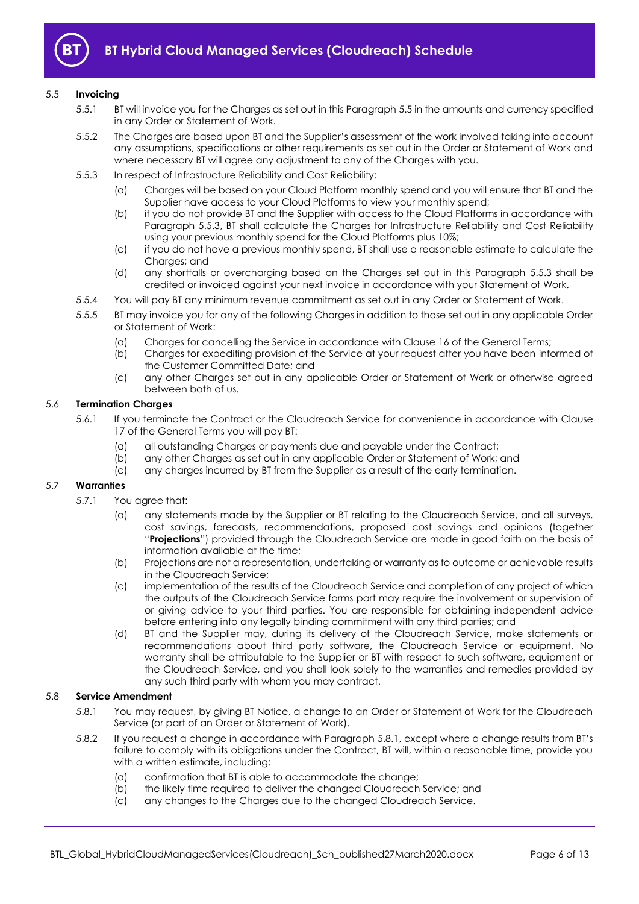### 5.5 **Invoicing**

5.5.1 BT will invoice you for the Charges as set out in this Paragraph 5.5 in the amounts and currency specified in any Order or Statement of Work.

5.5.2 The Charges are based upon BT and the Supplier's assessment of the work involved taking into account any assumptions, specifications or other requirements as set out in the Order or Statement of Work and where necessary BT will agree any adjustment to any of the Charges with you.

5.5.3 In respect of Infrastructure Reliability and Cost Reliability:

(a) Charges will be based on your Cloud Platform monthly spend and you will ensure that BT and the Supplier have access to your Cloud Platforms to view your monthly spend;

(b) if you do not provide BT and the Supplier with access to the Cloud Platforms in accordance with Paragraph 5.5.3, BT shall calculate the Charges for Infrastructure Reliability and Cost Reliability using your previous monthly spend for the Cloud Platforms plus 10%;

(c) if you do not have a previous monthly spend, BT shall use a reasonable estimate to calculate the Charges; and

(d) any shortfalls or overcharging based on the Charges set out in this Paragraph 5.5.3 shall be credited or invoiced against your next invoice in accordance with your Statement of Work.

5.5.4 You will pay BT any minimum revenue commitment as set out in any Order or Statement of Work.

5.5.5 BT may invoice you for any of the following Charges in addition to those set out in any applicable Order or Statement of Work:

(a) Charges for cancelling the Service in accordance with Clause 16 of the General Terms;

(b) Charges for expediting provision of the Service at your request after you have been informed of the Customer Committed Date; and

(c) any other Charges set out in any applicable Order or Statement of Work or otherwise agreed between both of us.

### 5.6 **Termination Charges**

5.6.1 If you terminate the Contract or the Cloudreach Service for convenience in accordance with Clause 17 of the General Terms you will pay BT:

(a) all outstanding Charges or payments due and payable under the Contract;

(b) any other Charges as set out in any applicable Order or Statement of Work; and

(c) any charges incurred by BT from the Supplier as a result of the early termination.

### 5.7 **Warranties**

5.7.1 You agree that:

(a) any statements made by the Supplier or BT relating to the Cloudreach Service, and all surveys, cost savings, forecasts, recommendations, proposed cost savings and opinions (together "**Projections**") provided through the Cloudreach Service are made in good faith on the basis of information available at the time;

(b) Projections are not a representation, undertaking or warranty as to outcome or achievable results in the Cloudreach Service;

(c) implementation of the results of the Cloudreach Service and completion of any project of which the outputs of the Cloudreach Service forms part may require the involvement or supervision of or giving advice to your third parties. You are responsible for obtaining independent advice before entering into any legally binding commitment with any third parties; and

(d) BT and the Supplier may, during its delivery of the Cloudreach Service, make statements or recommendations about third party software, the Cloudreach Service or equipment. No warranty shall be attributable to the Supplier or BT with respect to such software, equipment or the Cloudreach Service, and you shall look solely to the warranties and remedies provided by any such third party with whom you may contract.

### 5.8 **Service Amendment**

5.8.1 You may request, by giving BT Notice, a change to an Order or Statement of Work for the Cloudreach Service (or part of an Order or Statement of Work).

5.8.2 If you request a change in accordance with Paragraph 5.8.1, except where a change results from BT's failure to comply with its obligations under the Contract, BT will, within a reasonable time, provide you with a written estimate, including:

(a) confirmation that BT is able to accommodate the change;

(b) the likely time required to deliver the changed Cloudreach Service; and

(c) any changes to the Charges due to the changed Cloudreach Service.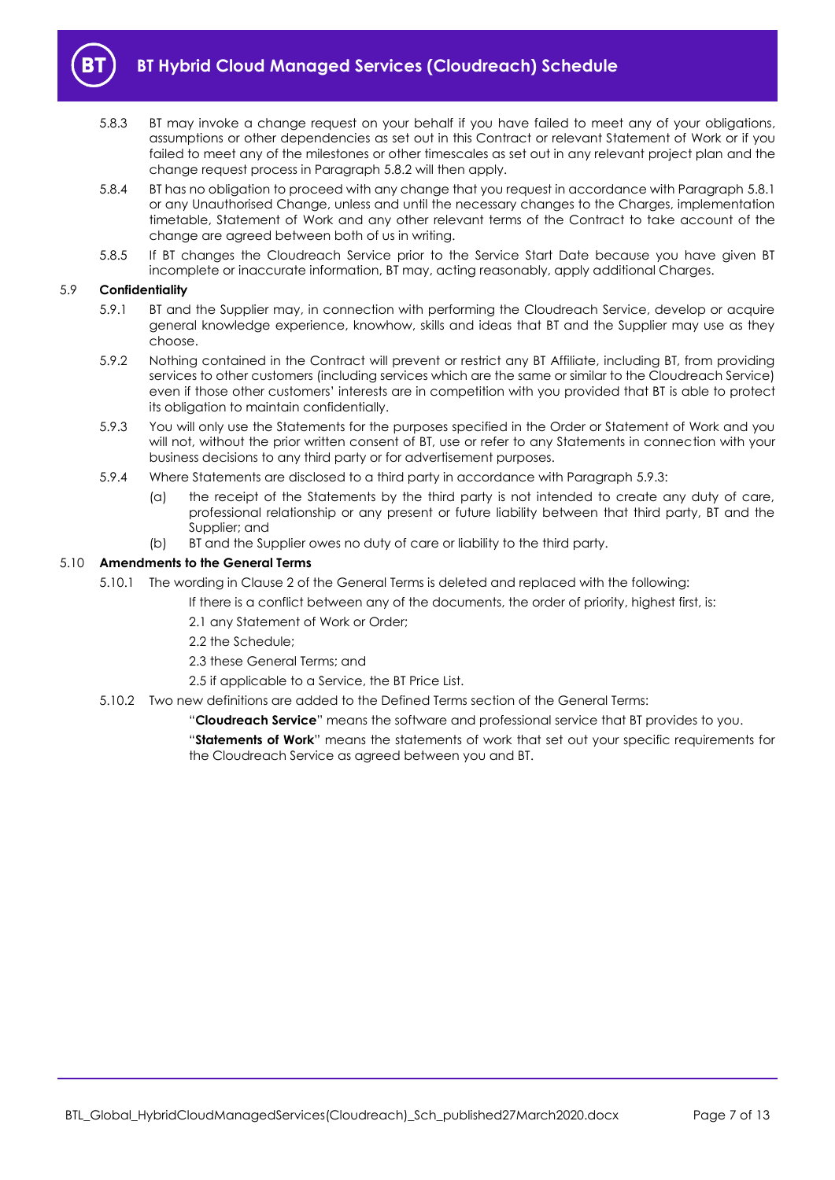5.8.3 BT may invoke a change request on your behalf if you have failed to meet any of your obligations, assumptions or other dependencies as set out in this Contract or relevant Statement of Work or if you failed to meet any of the milestones or other timescales as set out in any relevant project plan and the change request process in Paragraph 5.8.2 will then apply.

5.8.4 BT has no obligation to proceed with any change that you request in accordance with Paragraph 5.8.1 or any Unauthorised Change, unless and until the necessary changes to the Charges, implementation timetable, Statement of Work and any other relevant terms of the Contract to take account of the change are agreed between both of us in writing.

5.8.5 If BT changes the Cloudreach Service prior to the Service Start Date because you have given BT incomplete or inaccurate information, BT may, acting reasonably, apply additional Charges.

### 5.9 Confidentiality

5.9.1 BT and the Supplier may, in connection with performing the Cloudreach Service, develop or acquire general knowledge experience, knowhow, skills and ideas that BT and the Supplier may use as they choose.

5.9.2 Nothing contained in the Contract will prevent or restrict any BT Affiliate, including BT, from providing services to other customers (including services which are the same or similar to the Cloudreach Service) even if those other customers' interests are in competition with you provided that BT is able to protect its obligation to maintain confidentially.

5.9.3 You will only use the Statements for the purposes specified in the Order or Statement of Work and you will not, without the prior written consent of BT, use or refer to any Statements in connection with your business decisions to any third party or for advertisement purposes.

5.9.4 Where Statements are disclosed to a third party in accordance with Paragraph 5.9.3:

(a) the receipt of the Statements by the third party is not intended to create any duty of care, professional relationship or any present or future liability between that third party, BT and the Supplier; and

(b) BT and the Supplier owes no duty of care or liability to the third party.

### 5.10 Amendments to the General Terms

5.10.1 The wording in Clause 2 of the General Terms is deleted and replaced with the following:

If there is a conflict between any of the documents, the order of priority, highest first, is:

2.1 any Statement of Work or Order;

2.2 the Schedule;

2.3 these General Terms; and

2.5 if applicable to a Service, the BT Price List.

5.10.2 Two new definitions are added to the Defined Terms section of the General Terms:

"**Cloudreach Service**" means the software and professional service that BT provides to you.

"**Statements of Work**" means the statements of work that set out your specific requirements for the Cloudreach Service as agreed between you and BT.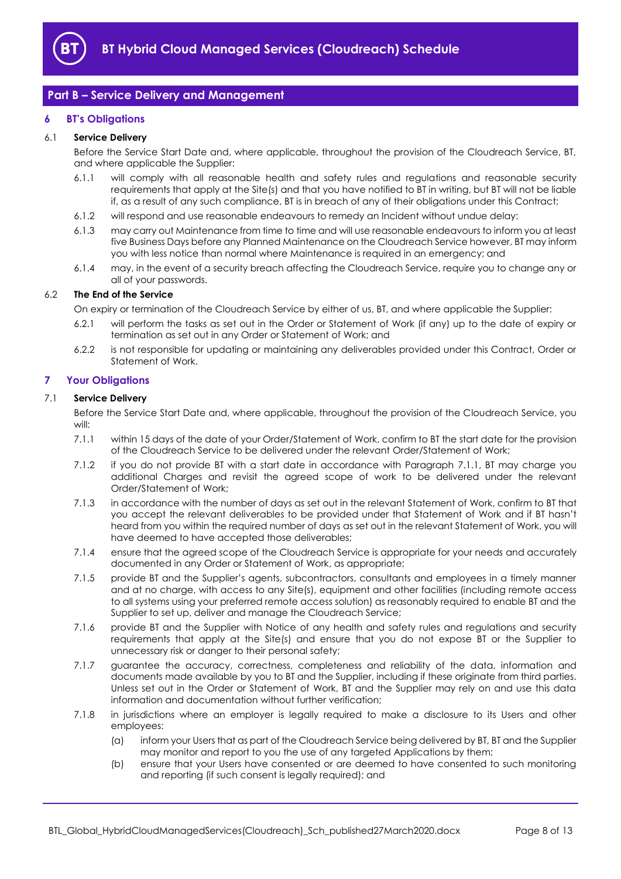## Part B – Service Delivery and Management

### 6 BT's Obligations

**6.1 Service Delivery**

Before the Service Start Date and, where applicable, throughout the provision of the Cloudreach Service, BT, and where applicable the Supplier:

6.1.1 will comply with all reasonable health and safety rules and regulations and reasonable security requirements that apply at the Site(s) and that you have notified to BT in writing, but BT will not be liable if, as a result of any such compliance, BT is in breach of any of their obligations under this Contract;

6.1.2 will respond and use reasonable endeavours to remedy an Incident without undue delay:

6.1.3 may carry out Maintenance from time to time and will use reasonable endeavours to inform you at least five Business Days before any Planned Maintenance on the Cloudreach Service however, BT may inform you with less notice than normal where Maintenance is required in an emergency; and

6.1.4 may, in the event of a security breach affecting the Cloudreach Service, require you to change any or all of your passwords.

**6.2 The End of the Service**

On expiry or termination of the Cloudreach Service by either of us, BT, and where applicable the Supplier:

6.2.1 will perform the tasks as set out in the Order or Statement of Work (if any) up to the date of expiry or termination as set out in any Order or Statement of Work; and

6.2.2 is not responsible for updating or maintaining any deliverables provided under this Contract, Order or Statement of Work.

### 7 Your Obligations

**7.1 Service Delivery**

Before the Service Start Date and, where applicable, throughout the provision of the Cloudreach Service, you will:

7.1.1 within 15 days of the date of your Order/Statement of Work, confirm to BT the start date for the provision of the Cloudreach Service to be delivered under the relevant Order/Statement of Work;

7.1.2 if you do not provide BT with a start date in accordance with Paragraph 7.1.1, BT may charge you additional Charges and revisit the agreed scope of work to be delivered under the relevant Order/Statement of Work;

7.1.3 in accordance with the number of days as set out in the relevant Statement of Work, confirm to BT that you accept the relevant deliverables to be provided under that Statement of Work and if BT hasn't heard from you within the required number of days as set out in the relevant Statement of Work, you will have deemed to have accepted those deliverables;

7.1.4 ensure that the agreed scope of the Cloudreach Service is appropriate for your needs and accurately documented in any Order or Statement of Work, as appropriate;

7.1.5 provide BT and the Supplier's agents, subcontractors, consultants and employees in a timely manner and at no charge, with access to any Site(s), equipment and other facilities (including remote access to all systems using your preferred remote access solution) as reasonably required to enable BT and the Supplier to set up, deliver and manage the Cloudreach Service;

7.1.6 provide BT and the Supplier with Notice of any health and safety rules and regulations and security requirements that apply at the Site(s) and ensure that you do not expose BT or the Supplier to unnecessary risk or danger to their personal safety;

7.1.7 guarantee the accuracy, correctness, completeness and reliability of the data, information and documents made available by you to BT and the Supplier, including if these originate from third parties. Unless set out in the Order or Statement of Work, BT and the Supplier may rely on and use this data information and documentation without further verification;

7.1.8 in jurisdictions where an employer is legally required to make a disclosure to its Users and other employees:

(a) inform your Users that as part of the Cloudreach Service being delivered by BT, BT and the Supplier may monitor and report to you the use of any targeted Applications by them;

(b) ensure that your Users have consented or are deemed to have consented to such monitoring and reporting (if such consent is legally required); and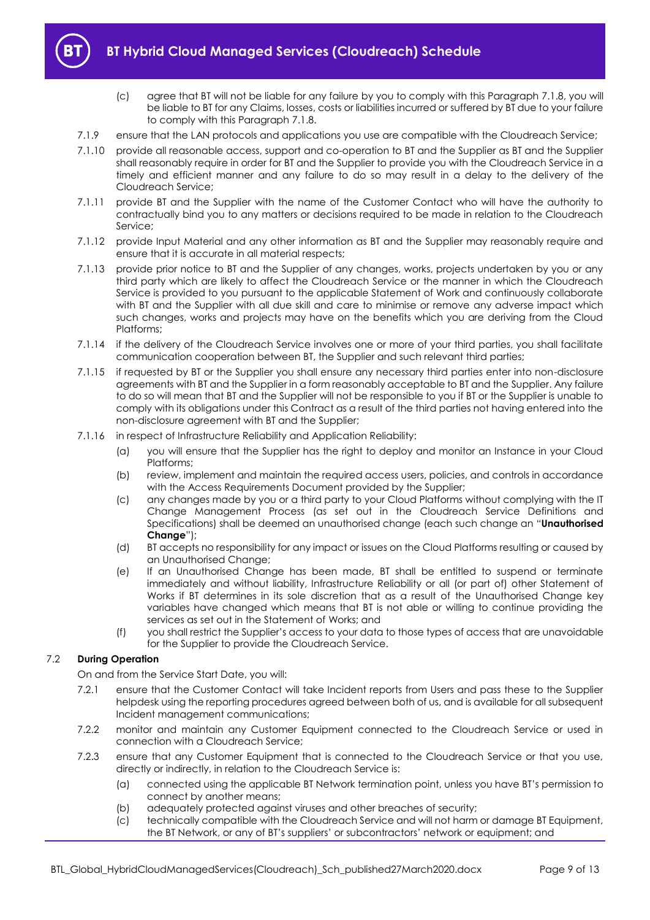(c) agree that BT will not be liable for any failure by you to comply with this Paragraph 7.1.8, you will be liable to BT for any Claims, losses, costs or liabilities incurred or suffered by BT due to your failure to comply with this Paragraph 7.1.8.

7.1.9 ensure that the LAN protocols and applications you use are compatible with the Cloudreach Service;

7.1.10 provide all reasonable access, support and co-operation to BT and the Supplier as BT and the Supplier shall reasonably require in order for BT and the Supplier to provide you with the Cloudreach Service in a timely and efficient manner and any failure to do so may result in a delay to the delivery of the Cloudreach Service;

7.1.11 provide BT and the Supplier with the name of the Customer Contact who will have the authority to contractually bind you to any matters or decisions required to be made in relation to the Cloudreach Service;

7.1.12 provide Input Material and any other information as BT and the Supplier may reasonably require and ensure that it is accurate in all material respects;

7.1.13 provide prior notice to BT and the Supplier of any changes, works, projects undertaken by you or any third party which are likely to affect the Cloudreach Service or the manner in which the Cloudreach Service is provided to you pursuant to the applicable Statement of Work and continuously collaborate with BT and the Supplier with all due skill and care to minimise or remove any adverse impact which such changes, works and projects may have on the benefits which you are deriving from the Cloud Platforms;

7.1.14 if the delivery of the Cloudreach Service involves one or more of your third parties, you shall facilitate communication cooperation between BT, the Supplier and such relevant third parties;

7.1.15 if requested by BT or the Supplier you shall ensure any necessary third parties enter into non-disclosure agreements with BT and the Supplier in a form reasonably acceptable to BT and the Supplier. Any failure to do so will mean that BT and the Supplier will not be responsible to you if BT or the Supplier is unable to comply with its obligations under this Contract as a result of the third parties not having entered into the non-disclosure agreement with BT and the Supplier;

7.1.16 in respect of Infrastructure Reliability and Application Reliability:

(a) you will ensure that the Supplier has the right to deploy and monitor an Instance in your Cloud Platforms;

(b) review, implement and maintain the required access users, policies, and controls in accordance with the Access Requirements Document provided by the Supplier;

(c) any changes made by you or a third party to your Cloud Platforms without complying with the IT Change Management Process (as set out in the Cloudreach Service Definitions and Specifications) shall be deemed an unauthorised change (each such change an "**Unauthorised Change**");

(d) BT accepts no responsibility for any impact or issues on the Cloud Platforms resulting or caused by an Unauthorised Change;

(e) If an Unauthorised Change has been made, BT shall be entitled to suspend or terminate immediately and without liability, Infrastructure Reliability or all (or part of) other Statement of Works if BT determines in its sole discretion that as a result of the Unauthorised Change key variables have changed which means that BT is not able or willing to continue providing the services as set out in the Statement of Works; and

(f) you shall restrict the Supplier's access to your data to those types of access that are unavoidable for the Supplier to provide the Cloudreach Service.

### 7.2 During Operation

On and from the Service Start Date, you will:

7.2.1 ensure that the Customer Contact will take Incident reports from Users and pass these to the Supplier helpdesk using the reporting procedures agreed between both of us, and is available for all subsequent Incident management communications;

7.2.2 monitor and maintain any Customer Equipment connected to the Cloudreach Service or used in connection with a Cloudreach Service;

7.2.3 ensure that any Customer Equipment that is connected to the Cloudreach Service or that you use, directly or indirectly, in relation to the Cloudreach Service is:

(a) connected using the applicable BT Network termination point, unless you have BT's permission to connect by another means;

(b) adequately protected against viruses and other breaches of security;

(c) technically compatible with the Cloudreach Service and will not harm or damage BT Equipment, the BT Network, or any of BT's suppliers' or subcontractors' network or equipment; and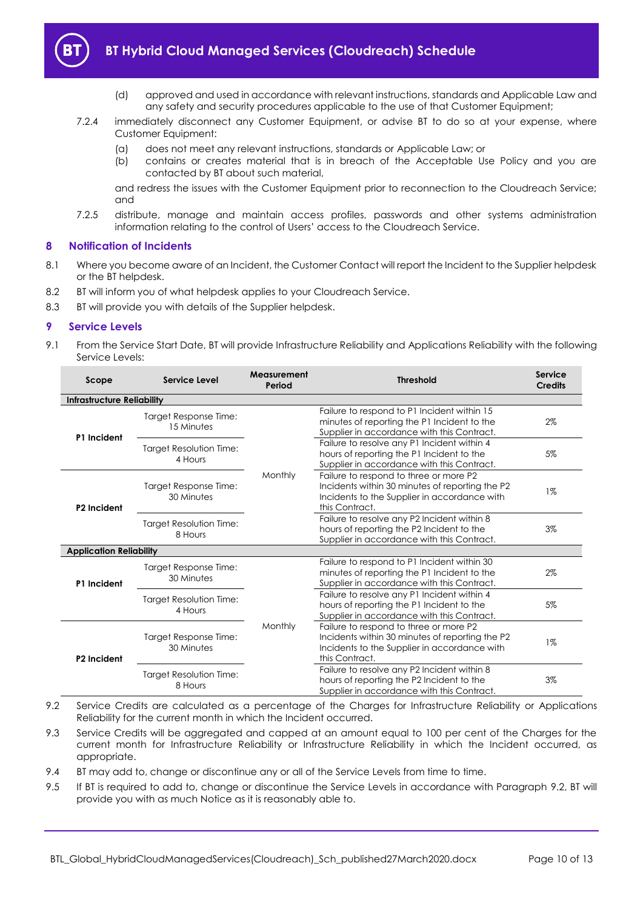(d) approved and used in accordance with relevant instructions, standards and Applicable Law and any safety and security procedures applicable to the use of that Customer Equipment;

7.2.4 immediately disconnect any Customer Equipment, or advise BT to do so at your expense, where Customer Equipment:

(a) does not meet any relevant instructions, standards or Applicable Law; or

(b) contains or creates material that is in breach of the Acceptable Use Policy and you are contacted by BT about such material,

and redress the issues with the Customer Equipment prior to reconnection to the Cloudreach Service; and

7.2.5 distribute, manage and maintain access profiles, passwords and other systems administration information relating to the control of Users' access to the Cloudreach Service.

## 8 Notification of Incidents

8.1 Where you become aware of an Incident, the Customer Contact will report the Incident to the Supplier helpdesk or the BT helpdesk.

8.2 BT will inform you of what helpdesk applies to your Cloudreach Service.

8.3 BT will provide you with details of the Supplier helpdesk.

## 9 Service Levels

9.1 From the Service Start Date, BT will provide Infrastructure Reliability and Applications Reliability with the following Service Levels:

| Scope | Service Level | Measurement Period | Threshold | Service Credits |
|---|---|---|---|---|
| **Infrastructure Reliability** | | | | |
| **P1 Incident** | Target Response Time: 15 Minutes | Monthly | Failure to respond to P1 Incident within 15 minutes of reporting the P1 Incident to the Supplier in accordance with this Contract. | 2% |
| | Target Resolution Time: 4 Hours | | Failure to resolve any P1 Incident within 4 hours of reporting the P1 Incident to the Supplier in accordance with this Contract. | 5% |
| **P2 Incident** | Target Response Time: 30 Minutes | | Failure to respond to three or more P2 Incidents within 30 minutes of reporting the P2 Incidents to the Supplier in accordance with this Contract. | 1% |
| | Target Resolution Time: 8 Hours | | Failure to resolve any P2 Incident within 8 hours of reporting the P2 Incident to the Supplier in accordance with this Contract. | 3% |
| **Application Reliability** | | | | |
| **P1 Incident** | Target Response Time: 30 Minutes | Monthly | Failure to respond to P1 Incident within 30 minutes of reporting the P1 Incident to the Supplier in accordance with this Contract. | 2% |
| | Target Resolution Time: 4 Hours | | Failure to resolve any P1 Incident within 4 hours of reporting the P1 Incident to the Supplier in accordance with this Contract. | 5% |
| **P2 Incident** | Target Response Time: 30 Minutes | | Failure to respond to three or more P2 Incidents within 30 minutes of reporting the P2 Incidents to the Supplier in accordance with this Contract. | 1% |
| | Target Resolution Time: 8 Hours | | Failure to resolve any P2 Incident within 8 hours of reporting the P2 Incident to the Supplier in accordance with this Contract. | 3% |

9.2 Service Credits are calculated as a percentage of the Charges for Infrastructure Reliability or Applications Reliability for the current month in which the Incident occurred.

9.3 Service Credits will be aggregated and capped at an amount equal to 100 per cent of the Charges for the current month for Infrastructure Reliability or Infrastructure Reliability in which the Incident occurred, as appropriate.

9.4 BT may add to, change or discontinue any or all of the Service Levels from time to time.

9.5 If BT is required to add to, change or discontinue the Service Levels in accordance with Paragraph 9.2, BT will provide you with as much Notice as it is reasonably able to.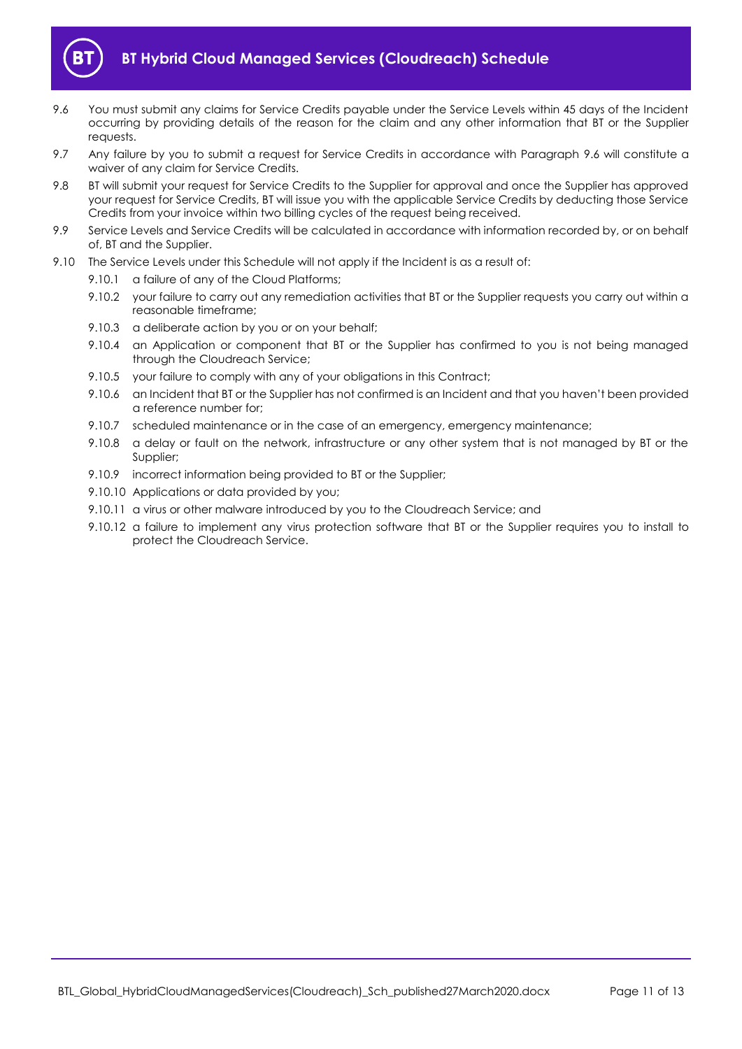9.6 You must submit any claims for Service Credits payable under the Service Levels within 45 days of the Incident occurring by providing details of the reason for the claim and any other information that BT or the Supplier requests.

9.7 Any failure by you to submit a request for Service Credits in accordance with Paragraph 9.6 will constitute a waiver of any claim for Service Credits.

9.8 BT will submit your request for Service Credits to the Supplier for approval and once the Supplier has approved your request for Service Credits, BT will issue you with the applicable Service Credits by deducting those Service Credits from your invoice within two billing cycles of the request being received.

9.9 Service Levels and Service Credits will be calculated in accordance with information recorded by, or on behalf of, BT and the Supplier.

9.10 The Service Levels under this Schedule will not apply if the Incident is as a result of:

9.10.1 a failure of any of the Cloud Platforms;

9.10.2 your failure to carry out any remediation activities that BT or the Supplier requests you carry out within a reasonable timeframe;

9.10.3 a deliberate action by you or on your behalf;

9.10.4 an Application or component that BT or the Supplier has confirmed to you is not being managed through the Cloudreach Service;

9.10.5 your failure to comply with any of your obligations in this Contract;

9.10.6 an Incident that BT or the Supplier has not confirmed is an Incident and that you haven't been provided a reference number for;

9.10.7 scheduled maintenance or in the case of an emergency, emergency maintenance;

9.10.8 a delay or fault on the network, infrastructure or any other system that is not managed by BT or the Supplier;

9.10.9 incorrect information being provided to BT or the Supplier;

9.10.10 Applications or data provided by you;

9.10.11 a virus or other malware introduced by you to the Cloudreach Service; and

9.10.12 a failure to implement any virus protection software that BT or the Supplier requires you to install to protect the Cloudreach Service.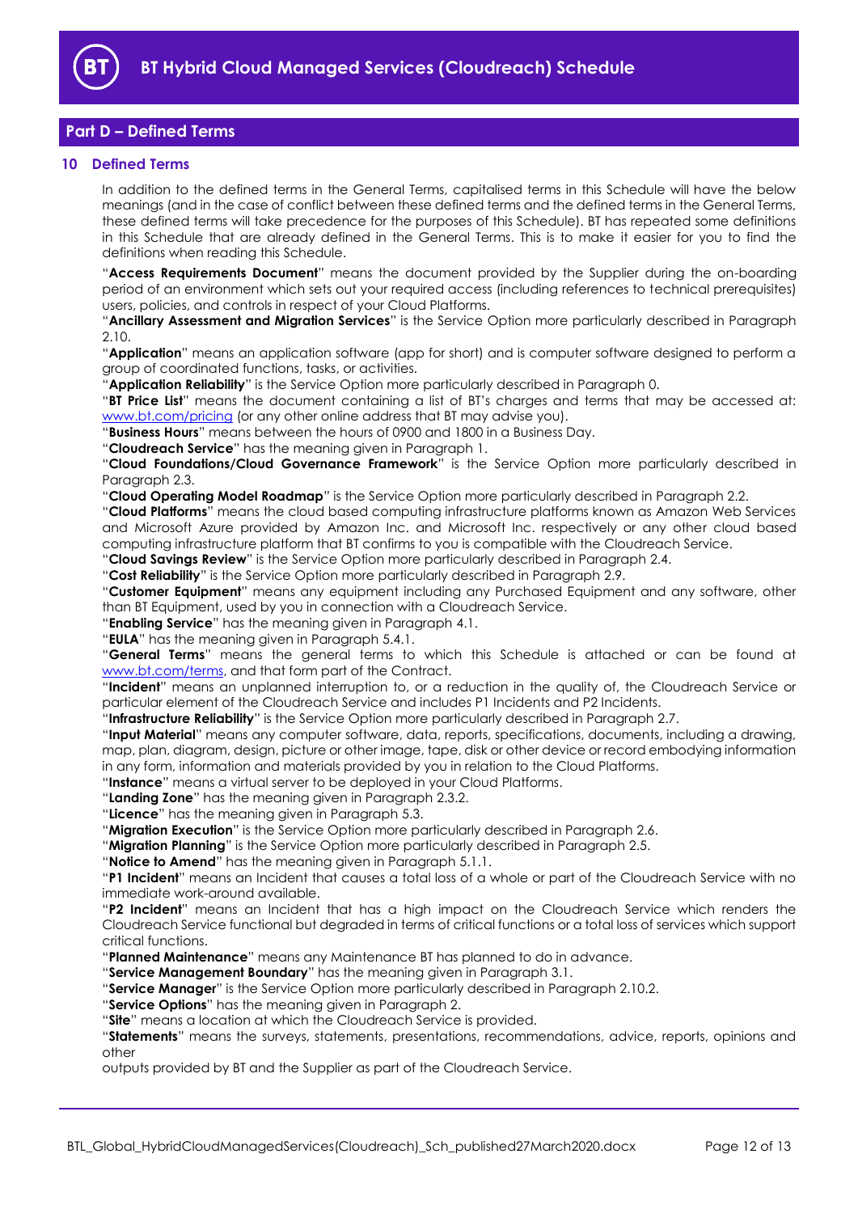## Part D – Defined Terms

### 10 Defined Terms

In addition to the defined terms in the General Terms, capitalised terms in this Schedule will have the below meanings (and in the case of conflict between these defined terms and the defined terms in the General Terms, these defined terms will take precedence for the purposes of this Schedule). BT has repeated some definitions in this Schedule that are already defined in the General Terms. This is to make it easier for you to find the definitions when reading this Schedule.

"**Access Requirements Document**" means the document provided by the Supplier during the on-boarding period of an environment which sets out your required access (including references to technical prerequisites) users, policies, and controls in respect of your Cloud Platforms.

"**Ancillary Assessment and Migration Services**" is the Service Option more particularly described in Paragraph 2.10.

"**Application**" means an application software (app for short) and is computer software designed to perform a group of coordinated functions, tasks, or activities.

"**Application Reliability**" is the Service Option more particularly described in Paragraph 0.

"**BT Price List**" means the document containing a list of BT's charges and terms that may be accessed at: www.bt.com/pricing (or any other online address that BT may advise you).

"**Business Hours**" means between the hours of 0900 and 1800 in a Business Day.

"**Cloudreach Service**" has the meaning given in Paragraph 1.

"**Cloud Foundations/Cloud Governance Framework**" is the Service Option more particularly described in Paragraph 2.3.

"**Cloud Operating Model Roadmap**" is the Service Option more particularly described in Paragraph 2.2.

"**Cloud Platforms**" means the cloud based computing infrastructure platforms known as Amazon Web Services and Microsoft Azure provided by Amazon Inc. and Microsoft Inc. respectively or any other cloud based computing infrastructure platform that BT confirms to you is compatible with the Cloudreach Service.

"**Cloud Savings Review**" is the Service Option more particularly described in Paragraph 2.4.

"**Cost Reliability**" is the Service Option more particularly described in Paragraph 2.9.

"**Customer Equipment**" means any equipment including any Purchased Equipment and any software, other than BT Equipment, used by you in connection with a Cloudreach Service.

"**Enabling Service**" has the meaning given in Paragraph 4.1.

"**EULA**" has the meaning given in Paragraph 5.4.1.

"**General Terms**" means the general terms to which this Schedule is attached or can be found at www.bt.com/terms, and that form part of the Contract.

"**Incident**" means an unplanned interruption to, or a reduction in the quality of, the Cloudreach Service or particular element of the Cloudreach Service and includes P1 Incidents and P2 Incidents.

"**Infrastructure Reliability**" is the Service Option more particularly described in Paragraph 2.7.

"**Input Material**" means any computer software, data, reports, specifications, documents, including a drawing, map, plan, diagram, design, picture or other image, tape, disk or other device or record embodying information in any form, information and materials provided by you in relation to the Cloud Platforms.

"**Instance**" means a virtual server to be deployed in your Cloud Platforms.

"**Landing Zone**" has the meaning given in Paragraph 2.3.2.

"**Licence**" has the meaning given in Paragraph 5.3.

"**Migration Execution**" is the Service Option more particularly described in Paragraph 2.6.

"**Migration Planning**" is the Service Option more particularly described in Paragraph 2.5.

"**Notice to Amend**" has the meaning given in Paragraph 5.1.1.

"**P1 Incident**" means an Incident that causes a total loss of a whole or part of the Cloudreach Service with no immediate work-around available.

"**P2 Incident**" means an Incident that has a high impact on the Cloudreach Service which renders the Cloudreach Service functional but degraded in terms of critical functions or a total loss of services which support critical functions.

"**Planned Maintenance**" means any Maintenance BT has planned to do in advance.

"**Service Management Boundary**" has the meaning given in Paragraph 3.1.

"**Service Manager**" is the Service Option more particularly described in Paragraph 2.10.2.

"**Service Options**" has the meaning given in Paragraph 2.

"**Site**" means a location at which the Cloudreach Service is provided.

"**Statements**" means the surveys, statements, presentations, recommendations, advice, reports, opinions and other outputs provided by BT and the Supplier as part of the Cloudreach Service.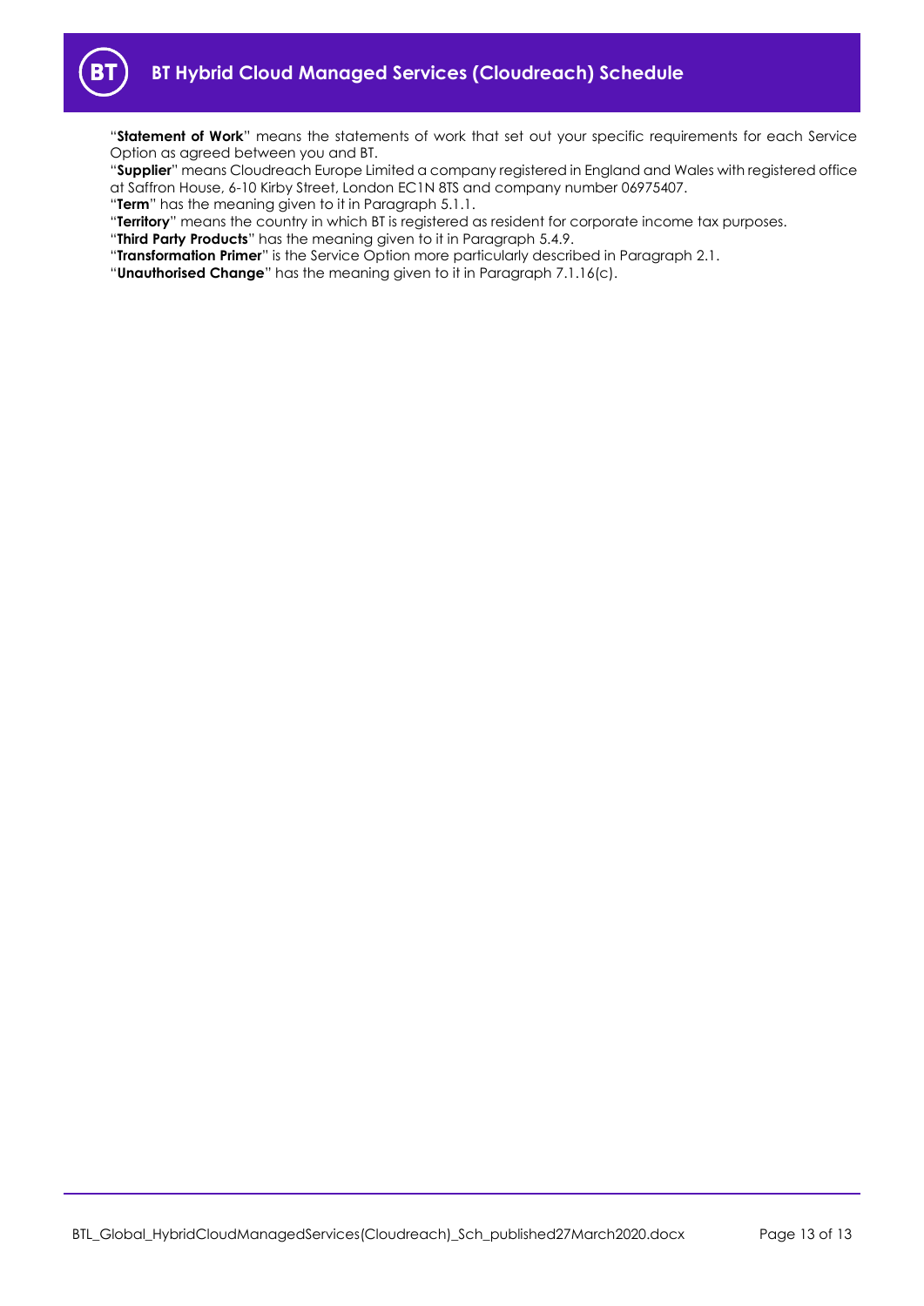"**Statement of Work**" means the statements of work that set out your specific requirements for each Service Option as agreed between you and BT.

"**Supplier**" means Cloudreach Europe Limited a company registered in England and Wales with registered office at Saffron House, 6-10 Kirby Street, London EC1N 8TS and company number 06975407.

"**Term**" has the meaning given to it in Paragraph 5.1.1.

"**Territory**" means the country in which BT is registered as resident for corporate income tax purposes.

"**Third Party Products**" has the meaning given to it in Paragraph 5.4.9.

"**Transformation Primer**" is the Service Option more particularly described in Paragraph 2.1.

"**Unauthorised Change**" has the meaning given to it in Paragraph 7.1.16(c).